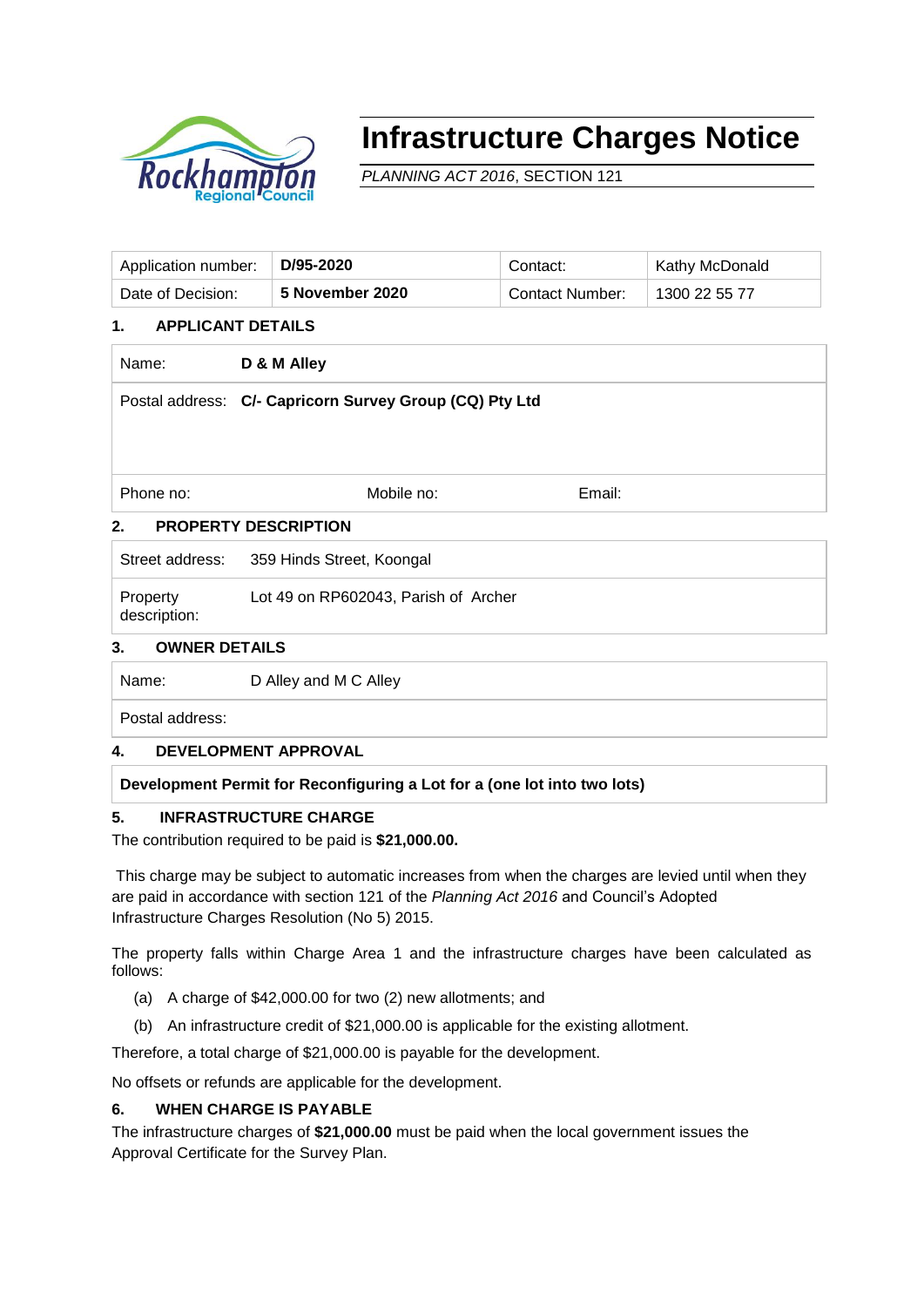# Infrastructure Charges Notice

*PLANNING ACT 2016*, SECTION 121

| Application number: | **D/95-2020** | Contact: | Kathy McDonald |
|---|---|---|---|
| Date of Decision: | **5 November 2020** | Contact Number: | 1300 22 55 77 |

## 1. APPLICANT DETAILS

| | | | |
|---|---|---|---|
| Name: | **D & M Alley** | | |
| Postal address: | **C/- Capricorn Survey Group (CQ) Pty Ltd** | | |
| Phone no: | Mobile no: | Email: | |

## 2. PROPERTY DESCRIPTION

| | |
|---|---|
| Street address: | 359 Hinds Street, Koongal |
| Property description: | Lot 49 on RP602043, Parish of Archer |

## 3. OWNER DETAILS

| | |
|---|---|
| Name: | D Alley and M C Alley |
| Postal address: | |

## 4. DEVELOPMENT APPROVAL

**Development Permit for Reconfiguring a Lot for a (one lot into two lots)**

## 5. INFRASTRUCTURE CHARGE

The contribution required to be paid is **$21,000.00.**

This charge may be subject to automatic increases from when the charges are levied until when they are paid in accordance with section 121 of the *Planning Act 2016* and Council's Adopted Infrastructure Charges Resolution (No 5) 2015.

The property falls within Charge Area 1 and the infrastructure charges have been calculated as follows:

(a) A charge of $42,000.00 for two (2) new allotments; and

(b) An infrastructure credit of $21,000.00 is applicable for the existing allotment.

Therefore, a total charge of $21,000.00 is payable for the development.

No offsets or refunds are applicable for the development.

## 6. WHEN CHARGE IS PAYABLE

The infrastructure charges of **$21,000.00** must be paid when the local government issues the Approval Certificate for the Survey Plan.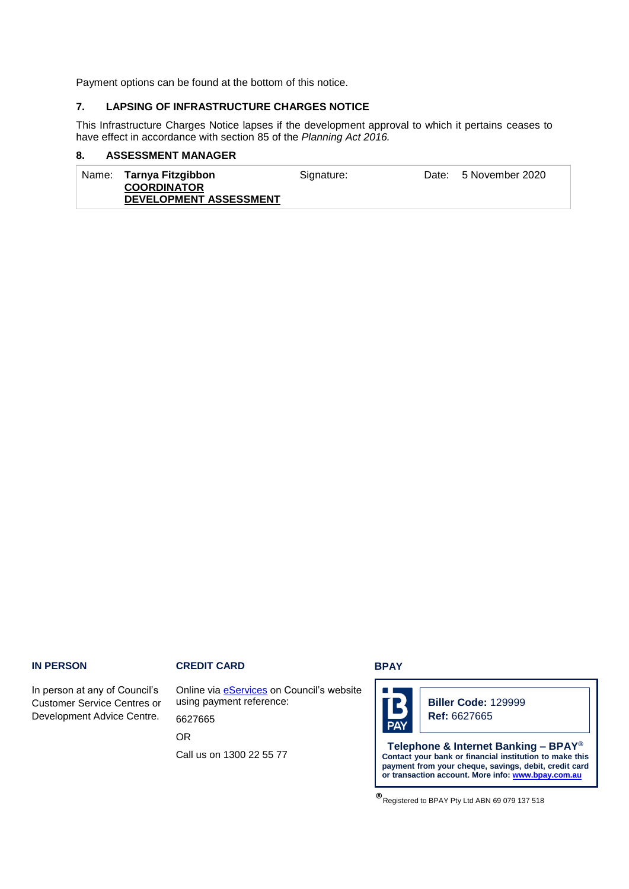Payment options can be found at the bottom of this notice.

## 7. LAPSING OF INFRASTRUCTURE CHARGES NOTICE

This Infrastructure Charges Notice lapses if the development approval to which it pertains ceases to have effect in accordance with section 85 of the *Planning Act 2016.*

## 8. ASSESSMENT MANAGER

| | | | |
|---|---|---|---|
| Name: **Tarnya Fitzgibbon** **COORDINATOR DEVELOPMENT ASSESSMENT** | Signature: | Date: | 5 November 2020 |

**IN PERSON**

In person at any of Council's Customer Service Centres or Development Advice Centre.

**CREDIT CARD**

Online via eServices on Council's website using payment reference:

6627665

OR

Call us on 1300 22 55 77

**BPAY**

**Biller Code:** 129999
**Ref:** 6627665

**Telephone & Internet Banking – BPAY®**
**Contact your bank or financial institution to make this payment from your cheque, savings, debit, credit card or transaction account. More info: www.bpay.com.au**

® Registered to BPAY Pty Ltd ABN 69 079 137 518